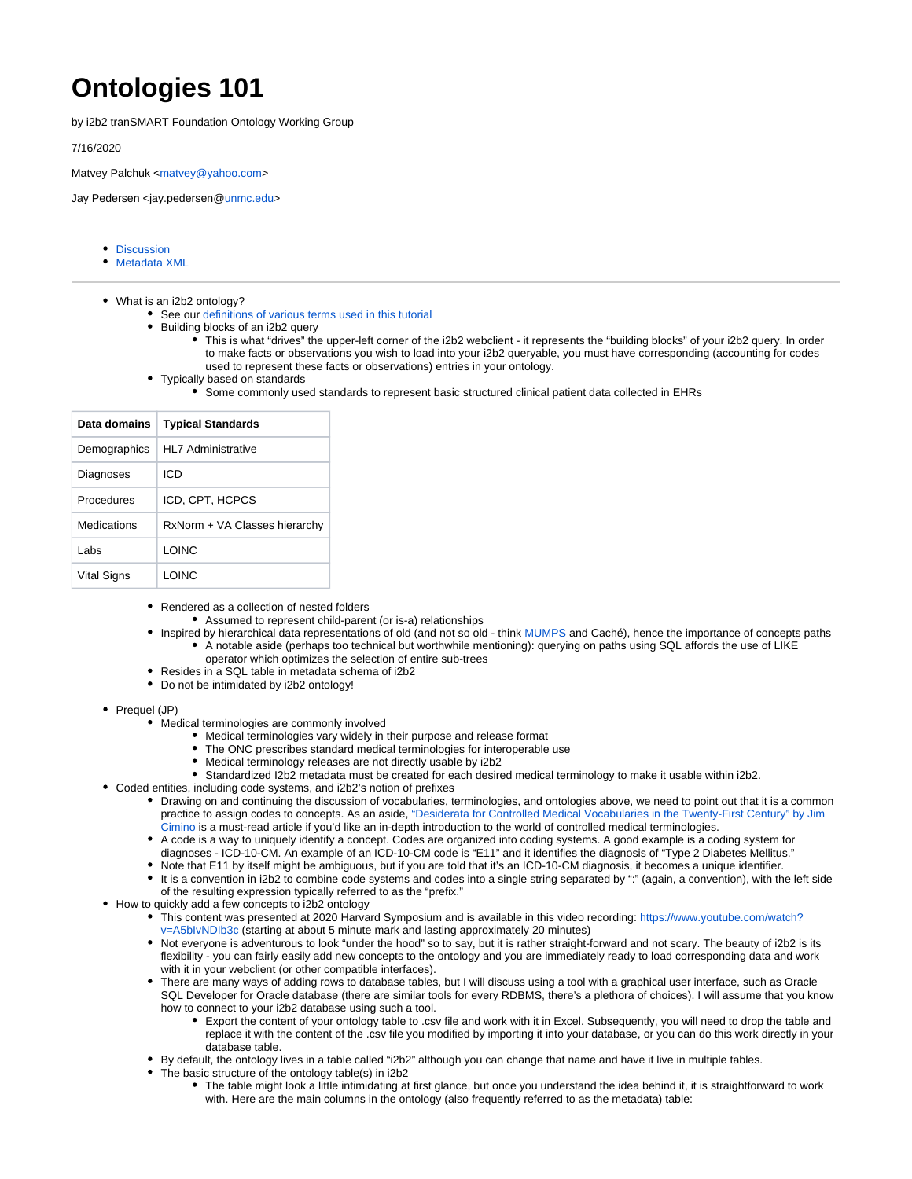# Ontologies 101

by i2b2 tranSMART Foundation Ontology Working Group

7/16/2020

Matvey Palchuk <matvey@yahoo.com>

Jay Pedersen <jay.pedersen@unmc.edu>

- Discussion
- Metadata XML

---

- What is an i2b2 ontology?
  - See our definitions of various terms used in this tutorial
  - Building blocks of an i2b2 query
    - This is what "drives" the upper-left corner of the i2b2 webclient - it represents the "building blocks" of your i2b2 query. In order to make facts or observations you wish to load into your i2b2 queryable, you must have corresponding (accounting for codes used to represent these facts or observations) entries in your ontology.
  - Typically based on standards
    - Some commonly used standards to represent basic structured clinical patient data collected in EHRs

| Data domains | Typical Standards |
|---|---|
| Demographics | HL7 Administrative |
| Diagnoses | ICD |
| Procedures | ICD, CPT, HCPCS |
| Medications | RxNorm + VA Classes hierarchy |
| Labs | LOINC |
| Vital Signs | LOINC |

  - Rendered as a collection of nested folders
    - Assumed to represent child-parent (or is-a) relationships
  - Inspired by hierarchical data representations of old (and not so old - think MUMPS and Caché), hence the importance of concepts paths
    - A notable aside (perhaps too technical but worthwhile mentioning): querying on paths using SQL affords the use of LIKE operator which optimizes the selection of entire sub-trees
  - Resides in a SQL table in metadata schema of i2b2
  - Do not be intimidated by i2b2 ontology!

- Prequel (JP)
  - Medical terminologies are commonly involved
    - Medical terminologies vary widely in their purpose and release format
    - The ONC prescribes standard medical terminologies for interoperable use
    - Medical terminology releases are not directly usable by i2b2
    - Standardized I2b2 metadata must be created for each desired medical terminology to make it usable within i2b2.
- Coded entities, including code systems, and i2b2's notion of prefixes
  - Drawing on and continuing the discussion of vocabularies, terminologies, and ontologies above, we need to point out that it is a common practice to assign codes to concepts. As an aside, "Desiderata for Controlled Medical Vocabularies in the Twenty-First Century" by Jim Cimino is a must-read article if you'd like an in-depth introduction to the world of controlled medical terminologies.
  - A code is a way to uniquely identify a concept. Codes are organized into coding systems. A good example is a coding system for diagnoses - ICD-10-CM. An example of an ICD-10-CM code is "E11" and it identifies the diagnosis of "Type 2 Diabetes Mellitus."
  - Note that E11 by itself might be ambiguous, but if you are told that it's an ICD-10-CM diagnosis, it becomes a unique identifier.
  - It is a convention in i2b2 to combine code systems and codes into a single string separated by ":" (again, a convention), with the left side of the resulting expression typically referred to as the "prefix."
- How to quickly add a few concepts to i2b2 ontology
  - This content was presented at 2020 Harvard Symposium and is available in this video recording: https://www.youtube.com/watch?v=A5bIvNDIb3c (starting at about 5 minute mark and lasting approximately 20 minutes)
  - Not everyone is adventurous to look "under the hood" so to say, but it is rather straight-forward and not scary. The beauty of i2b2 is its flexibility - you can fairly easily add new concepts to the ontology and you are immediately ready to load corresponding data and work with it in your webclient (or other compatible interfaces).
  - There are many ways of adding rows to database tables, but I will discuss using a tool with a graphical user interface, such as Oracle SQL Developer for Oracle database (there are similar tools for every RDBMS, there's a plethora of choices). I will assume that you know how to connect to your i2b2 database using such a tool.
    - Export the content of your ontology table to .csv file and work with it in Excel. Subsequently, you will need to drop the table and replace it with the content of the .csv file you modified by importing it into your database, or you can do this work directly in your database table.
  - By default, the ontology lives in a table called "i2b2" although you can change that name and have it live in multiple tables.
  - The basic structure of the ontology table(s) in i2b2
    - The table might look a little intimidating at first glance, but once you understand the idea behind it, it is straightforward to work with. Here are the main columns in the ontology (also frequently referred to as the metadata) table: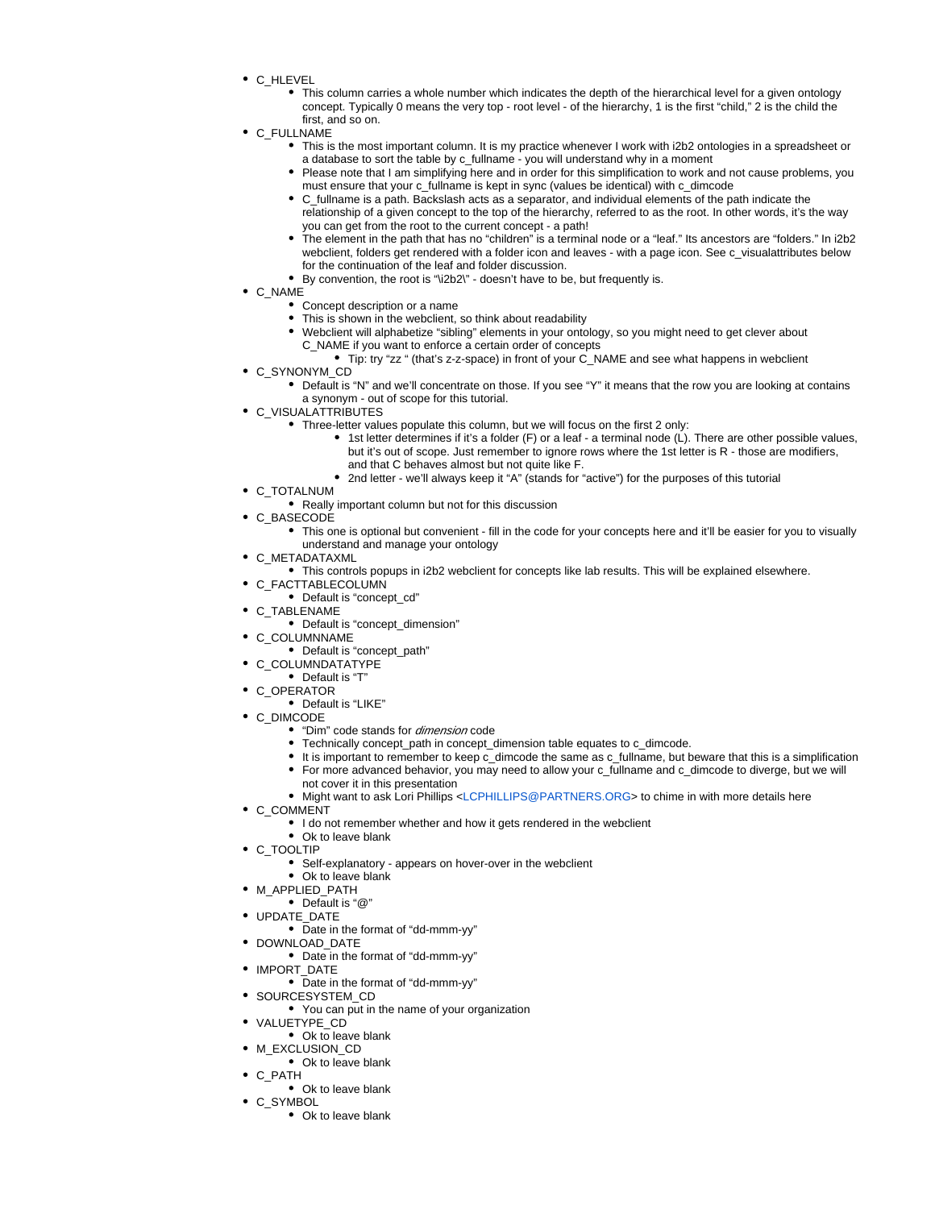- C_HLEVEL
    - This column carries a whole number which indicates the depth of the hierarchical level for a given ontology concept. Typically 0 means the very top - root level - of the hierarchy, 1 is the first "child," 2 is the child the first, and so on.
- C_FULLNAME
    - This is the most important column. It is my practice whenever I work with i2b2 ontologies in a spreadsheet or a database to sort the table by c_fullname - you will understand why in a moment
    - Please note that I am simplifying here and in order for this simplification to work and not cause problems, you must ensure that your c_fullname is kept in sync (values be identical) with c_dimcode
    - C_fullname is a path. Backslash acts as a separator, and individual elements of the path indicate the relationship of a given concept to the top of the hierarchy, referred to as the root. In other words, it's the way you can get from the root to the current concept - a path!
    - The element in the path that has no "children" is a terminal node or a "leaf." Its ancestors are "folders." In i2b2 webclient, folders get rendered with a folder icon and leaves - with a page icon. See c_visualattributes below for the continuation of the leaf and folder discussion.
    - By convention, the root is "\i2b2\" - doesn't have to be, but frequently is.
- C_NAME
    - Concept description or a name
    - This is shown in the webclient, so think about readability
    - Webclient will alphabetize "sibling" elements in your ontology, so you might need to get clever about C_NAME if you want to enforce a certain order of concepts
        - Tip: try "zz " (that's z-z-space) in front of your C_NAME and see what happens in webclient
- C_SYNONYM_CD
    - Default is "N" and we'll concentrate on those. If you see "Y" it means that the row you are looking at contains a synonym - out of scope for this tutorial.
- C_VISUALATTRIBUTES
    - Three-letter values populate this column, but we will focus on the first 2 only:
        - 1st letter determines if it's a folder (F) or a leaf - a terminal node (L). There are other possible values, but it's out of scope. Just remember to ignore rows where the 1st letter is R - those are modifiers, and that C behaves almost but not quite like F.
        - 2nd letter - we'll always keep it "A" (stands for "active") for the purposes of this tutorial
- C_TOTALNUM
    - Really important column but not for this discussion
- C_BASECODE
    - This one is optional but convenient - fill in the code for your concepts here and it'll be easier for you to visually understand and manage your ontology
- C_METADATAXML
    - This controls popups in i2b2 webclient for concepts like lab results. This will be explained elsewhere.
- C_FACTTABLECOLUMN
    - Default is "concept_cd"
- C_TABLENAME
    - Default is "concept_dimension"
- C_COLUMNNAME
    - Default is "concept_path"
- C_COLUMNDATATYPE
    - Default is "T"
- C_OPERATOR
    - Default is "LIKE"
- C_DIMCODE
    - "Dim" code stands for *dimension* code
    - Technically concept_path in concept_dimension table equates to c_dimcode.
    - It is important to remember to keep c_dimcode the same as c_fullname, but beware that this is a simplification
    - For more advanced behavior, you may need to allow your c_fullname and c_dimcode to diverge, but we will not cover it in this presentation
    - Might want to ask Lori Phillips <LCPHILLIPS@PARTNERS.ORG> to chime in with more details here
- C_COMMENT
    - I do not remember whether and how it gets rendered in the webclient
    - Ok to leave blank
- C_TOOLTIP
    - Self-explanatory - appears on hover-over in the webclient
    - Ok to leave blank
- M_APPLIED_PATH
    - Default is "@"
- UPDATE_DATE
    - Date in the format of "dd-mmm-yy"
- DOWNLOAD_DATE
    - Date in the format of "dd-mmm-yy"
- IMPORT_DATE
    - Date in the format of "dd-mmm-yy"
- SOURCESYSTEM_CD
    - You can put in the name of your organization
- VALUETYPE_CD
    - Ok to leave blank
- M_EXCLUSION_CD
    - Ok to leave blank
- C_PATH
    - Ok to leave blank
- C_SYMBOL
    - Ok to leave blank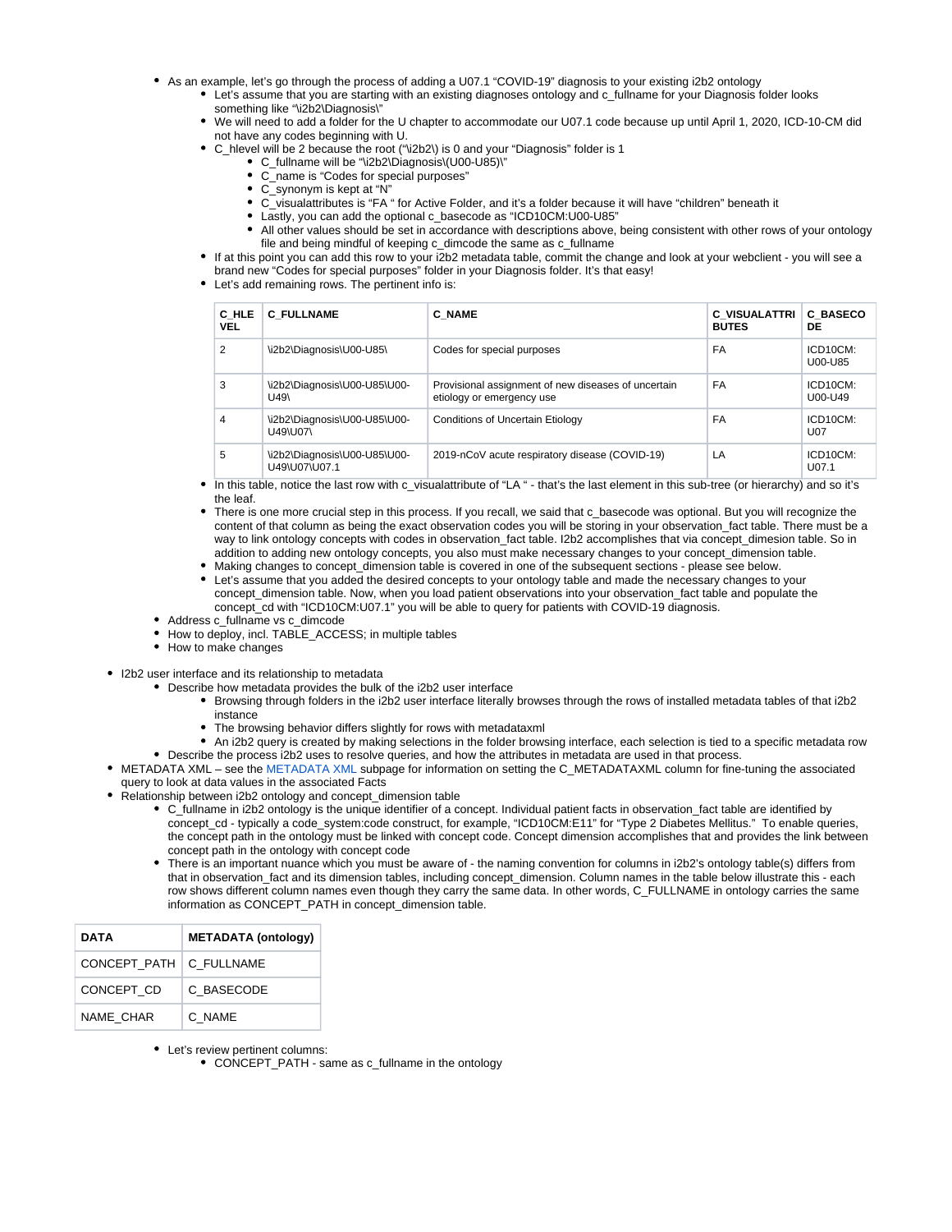- As an example, let's go through the process of adding a U07.1 "COVID-19" diagnosis to your existing i2b2 ontology
  - Let's assume that you are starting with an existing diagnoses ontology and c_fullname for your Diagnosis folder looks something like "\i2b2\Diagnosis\"
  - We will need to add a folder for the U chapter to accommodate our U07.1 code because up until April 1, 2020, ICD-10-CM did not have any codes beginning with U.
  - C_hlevel will be 2 because the root ("\i2b2\) is 0 and your "Diagnosis" folder is 1
    - C_fullname will be "\i2b2\Diagnosis\(U00-U85)\"
    - C_name is "Codes for special purposes"
    - C_synonym is kept at "N"
    - C_visualattributes is "FA " for Active Folder, and it's a folder because it will have "children" beneath it
    - Lastly, you can add the optional c_basecode as "ICD10CM:U00-U85"
    - All other values should be set in accordance with descriptions above, being consistent with other rows of your ontology file and being mindful of keeping c_dimcode the same as c_fullname
  - If at this point you can add this row to your i2b2 metadata table, commit the change and look at your webclient - you will see a brand new "Codes for special purposes" folder in your Diagnosis folder. It's that easy!
  - Let's add remaining rows. The pertinent info is:

| C_HLEVEL | C_FULLNAME | C_NAME | C_VISUALATTRIBUTES | C_BASECODE |
|---|---|---|---|---|
| 2 | \i2b2\Diagnosis\U00-U85\ | Codes for special purposes | FA | ICD10CM:U00-U85 |
| 3 | \i2b2\Diagnosis\U00-U85\U00-U49\ | Provisional assignment of new diseases of uncertain etiology or emergency use | FA | ICD10CM:U00-U49 |
| 4 | \i2b2\Diagnosis\U00-U85\U00-U49\U07\ | Conditions of Uncertain Etiology | FA | ICD10CM:U07 |
| 5 | \i2b2\Diagnosis\U00-U85\U00-U49\U07\U07.1 | 2019-nCoV acute respiratory disease (COVID-19) | LA | ICD10CM:U07.1 |

  - In this table, notice the last row with c_visualattribute of "LA " - that's the last element in this sub-tree (or hierarchy) and so it's the leaf.
  - There is one more crucial step in this process. If you recall, we said that c_basecode was optional. But you will recognize the content of that column as being the exact observation codes you will be storing in your observation_fact table. There must be a way to link ontology concepts with codes in observation_fact table. I2b2 accomplishes that via concept_dimesion table. So in addition to adding new ontology concepts, you also must make necessary changes to your concept_dimension table.
  - Making changes to concept_dimension table is covered in one of the subsequent sections - please see below.
  - Let's assume that you added the desired concepts to your ontology table and made the necessary changes to your concept_dimension table. Now, when you load patient observations into your observation_fact table and populate the concept_cd with "ICD10CM:U07.1" you will be able to query for patients with COVID-19 diagnosis.
- Address c_fullname vs c_dimcode
- How to deploy, incl. TABLE_ACCESS; in multiple tables
- How to make changes

- I2b2 user interface and its relationship to metadata
  - Describe how metadata provides the bulk of the i2b2 user interface
    - Browsing through folders in the i2b2 user interface literally browses through the rows of installed metadata tables of that i2b2 instance
    - The browsing behavior differs slightly for rows with metadataxml
    - An i2b2 query is created by making selections in the folder browsing interface, each selection is tied to a specific metadata row
  - Describe the process i2b2 uses to resolve queries, and how the attributes in metadata are used in that process.
- METADATA XML – see the METADATA XML subpage for information on setting the C_METADATAXML column for fine-tuning the associated query to look at data values in the associated Facts
- Relationship between i2b2 ontology and concept_dimension table
  - C_fullname in i2b2 ontology is the unique identifier of a concept. Individual patient facts in observation_fact table are identified by concept_cd - typically a code_system:code construct, for example, "ICD10CM:E11" for "Type 2 Diabetes Mellitus." To enable queries, the concept path in the ontology must be linked with concept code. Concept dimension accomplishes that and provides the link between concept path in the ontology with concept code
  - There is an important nuance which you must be aware of - the naming convention for columns in i2b2's ontology table(s) differs from that in observation_fact and its dimension tables, including concept_dimension. Column names in the table below illustrate this - each row shows different column names even though they carry the same data. In other words, C_FULLNAME in ontology carries the same information as CONCEPT_PATH in concept_dimension table.

| DATA | METADATA (ontology) |
|---|---|
| CONCEPT_PATH | C_FULLNAME |
| CONCEPT_CD | C_BASECODE |
| NAME_CHAR | C_NAME |

  - Let's review pertinent columns:
    - CONCEPT_PATH - same as c_fullname in the ontology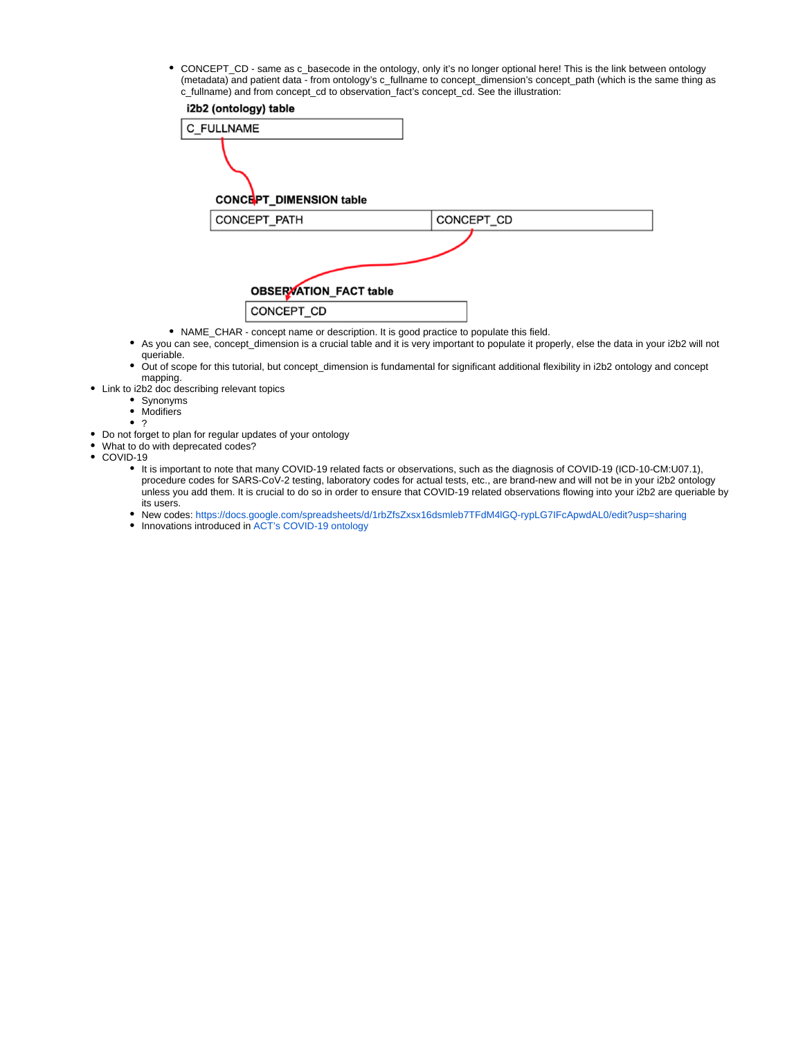- CONCEPT_CD - same as c_basecode in the ontology, only it's no longer optional here! This is the link between ontology (metadata) and patient data - from ontology's c_fullname to concept_dimension's concept_path (which is the same thing as c_fullname) and from concept_cd to observation_fact's concept_cd. See the illustration:

          **i2b2 (ontology) table**

          C_FULLNAME

          **CONCEPT_DIMENSION table**

          CONCEPT_PATH | CONCEPT_CD

          **OBSERVATION_FACT table**

          CONCEPT_CD

        - NAME_CHAR - concept name or description. It is good practice to populate this field.
    - As you can see, concept_dimension is a crucial table and it is very important to populate it properly, else the data in your i2b2 will not queriable.
    - Out of scope for this tutorial, but concept_dimension is fundamental for significant additional flexibility in i2b2 ontology and concept mapping.
- Link to i2b2 doc describing relevant topics
    - Synonyms
    - Modifiers
    - ?
- Do not forget to plan for regular updates of your ontology
- What to do with deprecated codes?
- COVID-19
    - It is important to note that many COVID-19 related facts or observations, such as the diagnosis of COVID-19 (ICD-10-CM:U07.1), procedure codes for SARS-CoV-2 testing, laboratory codes for actual tests, etc., are brand-new and will not be in your i2b2 ontology unless you add them. It is crucial to do so in order to ensure that COVID-19 related observations flowing into your i2b2 are queriable by its users.
    - New codes: https://docs.google.com/spreadsheets/d/1rbZfsZxsx16dsmleb7TFdM4lGQ-rypLG7IFcApwdAL0/edit?usp=sharing
    - Innovations introduced in ACT's COVID-19 ontology